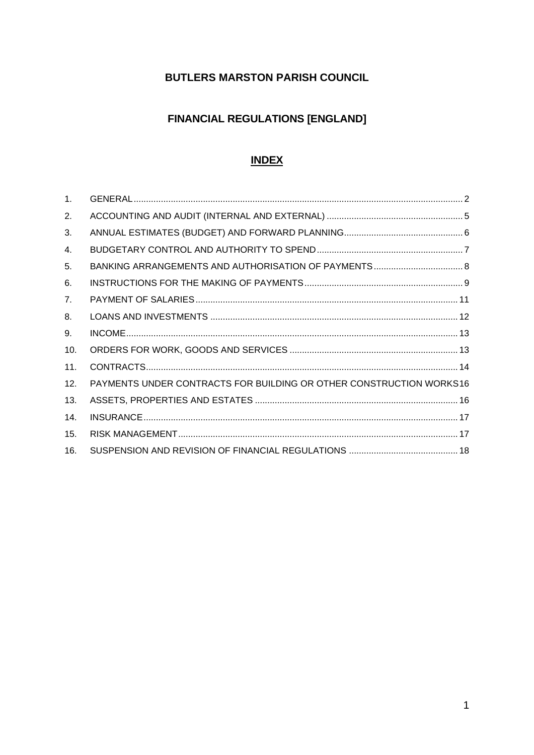# BUTLERS MARSTON PARISH COUNCIL

## FINANCIAL REGULATIONS [ENGLAND]

## INDEX

1. GENERAL .......... 2
2. ACCOUNTING AND AUDIT (INTERNAL AND EXTERNAL) .......... 5
3. ANNUAL ESTIMATES (BUDGET) AND FORWARD PLANNING .......... 6
4. BUDGETARY CONTROL AND AUTHORITY TO SPEND .......... 7
5. BANKING ARRANGEMENTS AND AUTHORISATION OF PAYMENTS .......... 8
6. INSTRUCTIONS FOR THE MAKING OF PAYMENTS .......... 9
7. PAYMENT OF SALARIES .......... 11
8. LOANS AND INVESTMENTS .......... 12
9. INCOME .......... 13
10. ORDERS FOR WORK, GOODS AND SERVICES .......... 13
11. CONTRACTS .......... 14
12. PAYMENTS UNDER CONTRACTS FOR BUILDING OR OTHER CONSTRUCTION WORKS .......... 16
13. ASSETS, PROPERTIES AND ESTATES .......... 16
14. INSURANCE .......... 17
15. RISK MANAGEMENT .......... 17
16. SUSPENSION AND REVISION OF FINANCIAL REGULATIONS .......... 18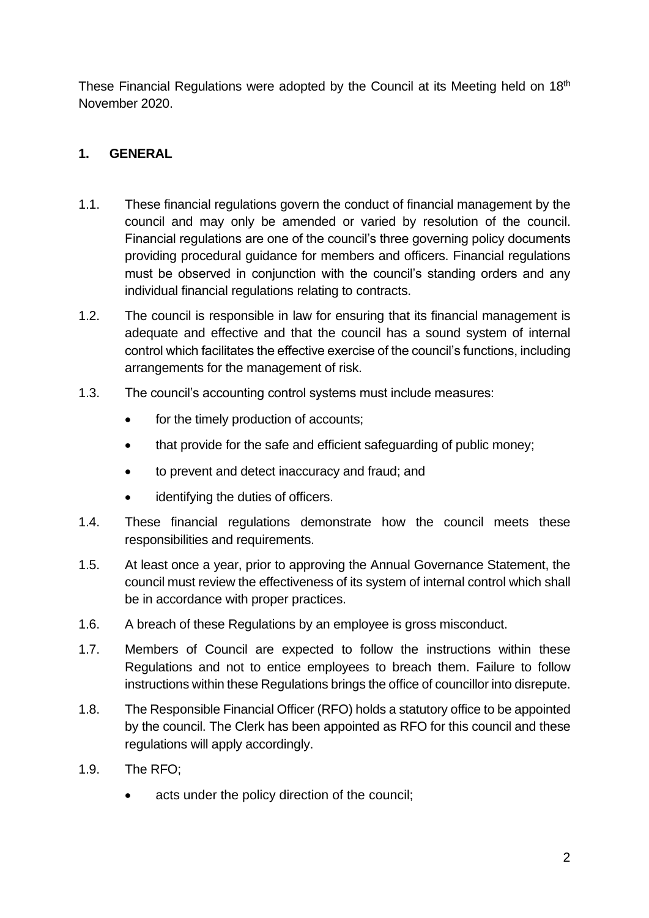These Financial Regulations were adopted by the Council at its Meeting held on 18th November 2020.

## 1. GENERAL

1.1. These financial regulations govern the conduct of financial management by the council and may only be amended or varied by resolution of the council. Financial regulations are one of the council's three governing policy documents providing procedural guidance for members and officers. Financial regulations must be observed in conjunction with the council's standing orders and any individual financial regulations relating to contracts.

1.2. The council is responsible in law for ensuring that its financial management is adequate and effective and that the council has a sound system of internal control which facilitates the effective exercise of the council's functions, including arrangements for the management of risk.

1.3. The council's accounting control systems must include measures:

- for the timely production of accounts;
- that provide for the safe and efficient safeguarding of public money;
- to prevent and detect inaccuracy and fraud; and
- identifying the duties of officers.

1.4. These financial regulations demonstrate how the council meets these responsibilities and requirements.

1.5. At least once a year, prior to approving the Annual Governance Statement, the council must review the effectiveness of its system of internal control which shall be in accordance with proper practices.

1.6. A breach of these Regulations by an employee is gross misconduct.

1.7. Members of Council are expected to follow the instructions within these Regulations and not to entice employees to breach them. Failure to follow instructions within these Regulations brings the office of councillor into disrepute.

1.8. The Responsible Financial Officer (RFO) holds a statutory office to be appointed by the council. The Clerk has been appointed as RFO for this council and these regulations will apply accordingly.

1.9. The RFO;

- acts under the policy direction of the council;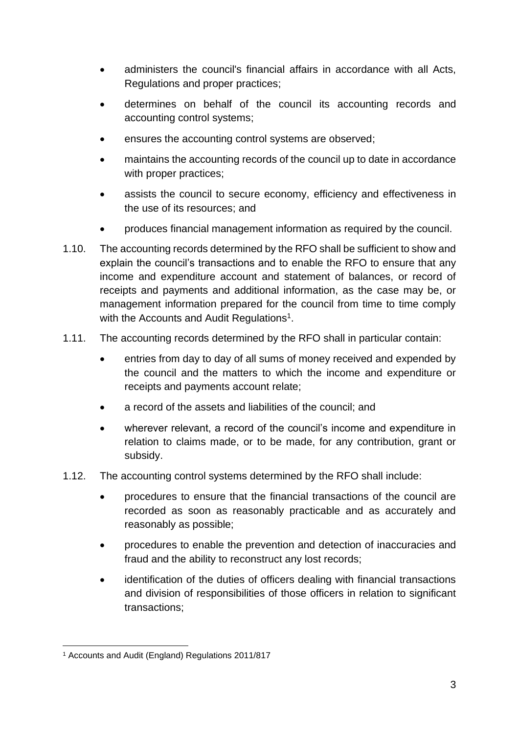- administers the council's financial affairs in accordance with all Acts, Regulations and proper practices;
- determines on behalf of the council its accounting records and accounting control systems;
- ensures the accounting control systems are observed;
- maintains the accounting records of the council up to date in accordance with proper practices;
- assists the council to secure economy, efficiency and effectiveness in the use of its resources; and
- produces financial management information as required by the council.

1.10. The accounting records determined by the RFO shall be sufficient to show and explain the council's transactions and to enable the RFO to ensure that any income and expenditure account and statement of balances, or record of receipts and payments and additional information, as the case may be, or management information prepared for the council from time to time comply with the Accounts and Audit Regulations[1].

1.11. The accounting records determined by the RFO shall in particular contain:

- entries from day to day of all sums of money received and expended by the council and the matters to which the income and expenditure or receipts and payments account relate;
- a record of the assets and liabilities of the council; and
- wherever relevant, a record of the council's income and expenditure in relation to claims made, or to be made, for any contribution, grant or subsidy.

1.12. The accounting control systems determined by the RFO shall include:

- procedures to ensure that the financial transactions of the council are recorded as soon as reasonably practicable and as accurately and reasonably as possible;
- procedures to enable the prevention and detection of inaccuracies and fraud and the ability to reconstruct any lost records;
- identification of the duties of officers dealing with financial transactions and division of responsibilities of those officers in relation to significant transactions;

---

[1] Accounts and Audit (England) Regulations 2011/817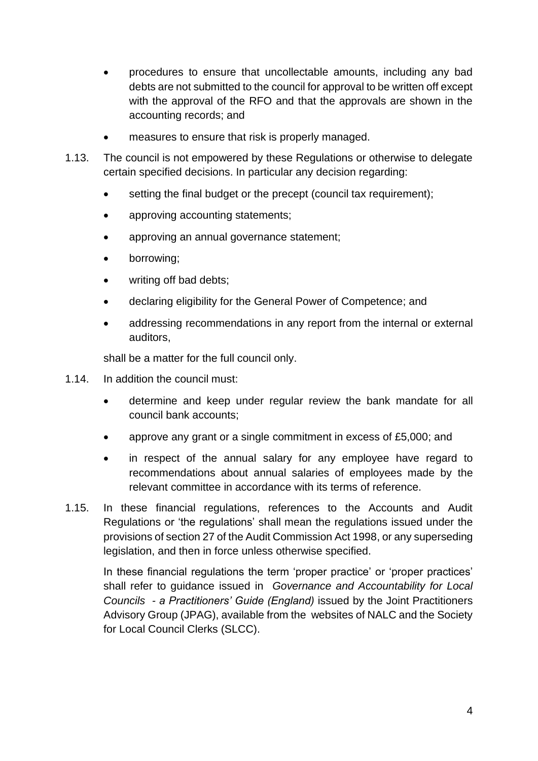- procedures to ensure that uncollectable amounts, including any bad debts are not submitted to the council for approval to be written off except with the approval of the RFO and that the approvals are shown in the accounting records; and
- measures to ensure that risk is properly managed.

1.13. The council is not empowered by these Regulations or otherwise to delegate certain specified decisions. In particular any decision regarding:

- setting the final budget or the precept (council tax requirement);
- approving accounting statements;
- approving an annual governance statement;
- borrowing;
- writing off bad debts;
- declaring eligibility for the General Power of Competence; and
- addressing recommendations in any report from the internal or external auditors,

shall be a matter for the full council only.

1.14. In addition the council must:

- determine and keep under regular review the bank mandate for all council bank accounts;
- approve any grant or a single commitment in excess of £5,000; and
- in respect of the annual salary for any employee have regard to recommendations about annual salaries of employees made by the relevant committee in accordance with its terms of reference.

1.15. In these financial regulations, references to the Accounts and Audit Regulations or 'the regulations' shall mean the regulations issued under the provisions of section 27 of the Audit Commission Act 1998, or any superseding legislation, and then in force unless otherwise specified.

In these financial regulations the term 'proper practice' or 'proper practices' shall refer to guidance issued in *Governance and Accountability for Local Councils - a Practitioners' Guide (England)* issued by the Joint Practitioners Advisory Group (JPAG), available from the websites of NALC and the Society for Local Council Clerks (SLCC).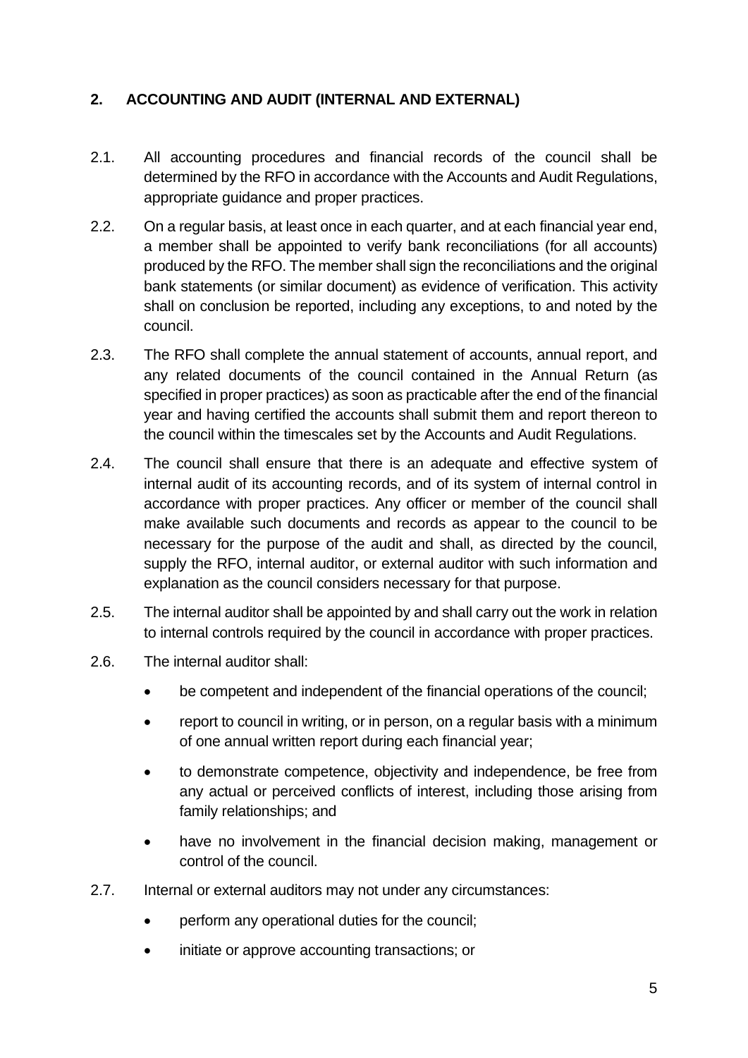## 2. ACCOUNTING AND AUDIT (INTERNAL AND EXTERNAL)

2.1. All accounting procedures and financial records of the council shall be determined by the RFO in accordance with the Accounts and Audit Regulations, appropriate guidance and proper practices.

2.2. On a regular basis, at least once in each quarter, and at each financial year end, a member shall be appointed to verify bank reconciliations (for all accounts) produced by the RFO. The member shall sign the reconciliations and the original bank statements (or similar document) as evidence of verification. This activity shall on conclusion be reported, including any exceptions, to and noted by the council.

2.3. The RFO shall complete the annual statement of accounts, annual report, and any related documents of the council contained in the Annual Return (as specified in proper practices) as soon as practicable after the end of the financial year and having certified the accounts shall submit them and report thereon to the council within the timescales set by the Accounts and Audit Regulations.

2.4. The council shall ensure that there is an adequate and effective system of internal audit of its accounting records, and of its system of internal control in accordance with proper practices. Any officer or member of the council shall make available such documents and records as appear to the council to be necessary for the purpose of the audit and shall, as directed by the council, supply the RFO, internal auditor, or external auditor with such information and explanation as the council considers necessary for that purpose.

2.5. The internal auditor shall be appointed by and shall carry out the work in relation to internal controls required by the council in accordance with proper practices.

2.6. The internal auditor shall:

- be competent and independent of the financial operations of the council;
- report to council in writing, or in person, on a regular basis with a minimum of one annual written report during each financial year;
- to demonstrate competence, objectivity and independence, be free from any actual or perceived conflicts of interest, including those arising from family relationships; and
- have no involvement in the financial decision making, management or control of the council.

2.7. Internal or external auditors may not under any circumstances:

- perform any operational duties for the council;
- initiate or approve accounting transactions; or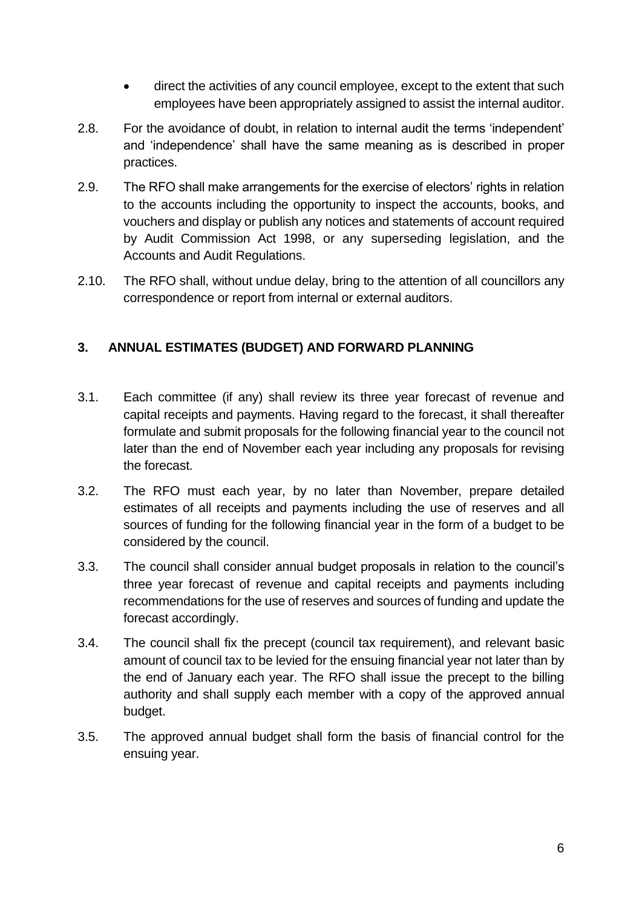- direct the activities of any council employee, except to the extent that such employees have been appropriately assigned to assist the internal auditor.

2.8. For the avoidance of doubt, in relation to internal audit the terms 'independent' and 'independence' shall have the same meaning as is described in proper practices.

2.9. The RFO shall make arrangements for the exercise of electors' rights in relation to the accounts including the opportunity to inspect the accounts, books, and vouchers and display or publish any notices and statements of account required by Audit Commission Act 1998, or any superseding legislation, and the Accounts and Audit Regulations.

2.10. The RFO shall, without undue delay, bring to the attention of all councillors any correspondence or report from internal or external auditors.

## 3. ANNUAL ESTIMATES (BUDGET) AND FORWARD PLANNING

3.1. Each committee (if any) shall review its three year forecast of revenue and capital receipts and payments. Having regard to the forecast, it shall thereafter formulate and submit proposals for the following financial year to the council not later than the end of November each year including any proposals for revising the forecast.

3.2. The RFO must each year, by no later than November, prepare detailed estimates of all receipts and payments including the use of reserves and all sources of funding for the following financial year in the form of a budget to be considered by the council.

3.3. The council shall consider annual budget proposals in relation to the council's three year forecast of revenue and capital receipts and payments including recommendations for the use of reserves and sources of funding and update the forecast accordingly.

3.4. The council shall fix the precept (council tax requirement), and relevant basic amount of council tax to be levied for the ensuing financial year not later than by the end of January each year. The RFO shall issue the precept to the billing authority and shall supply each member with a copy of the approved annual budget.

3.5. The approved annual budget shall form the basis of financial control for the ensuing year.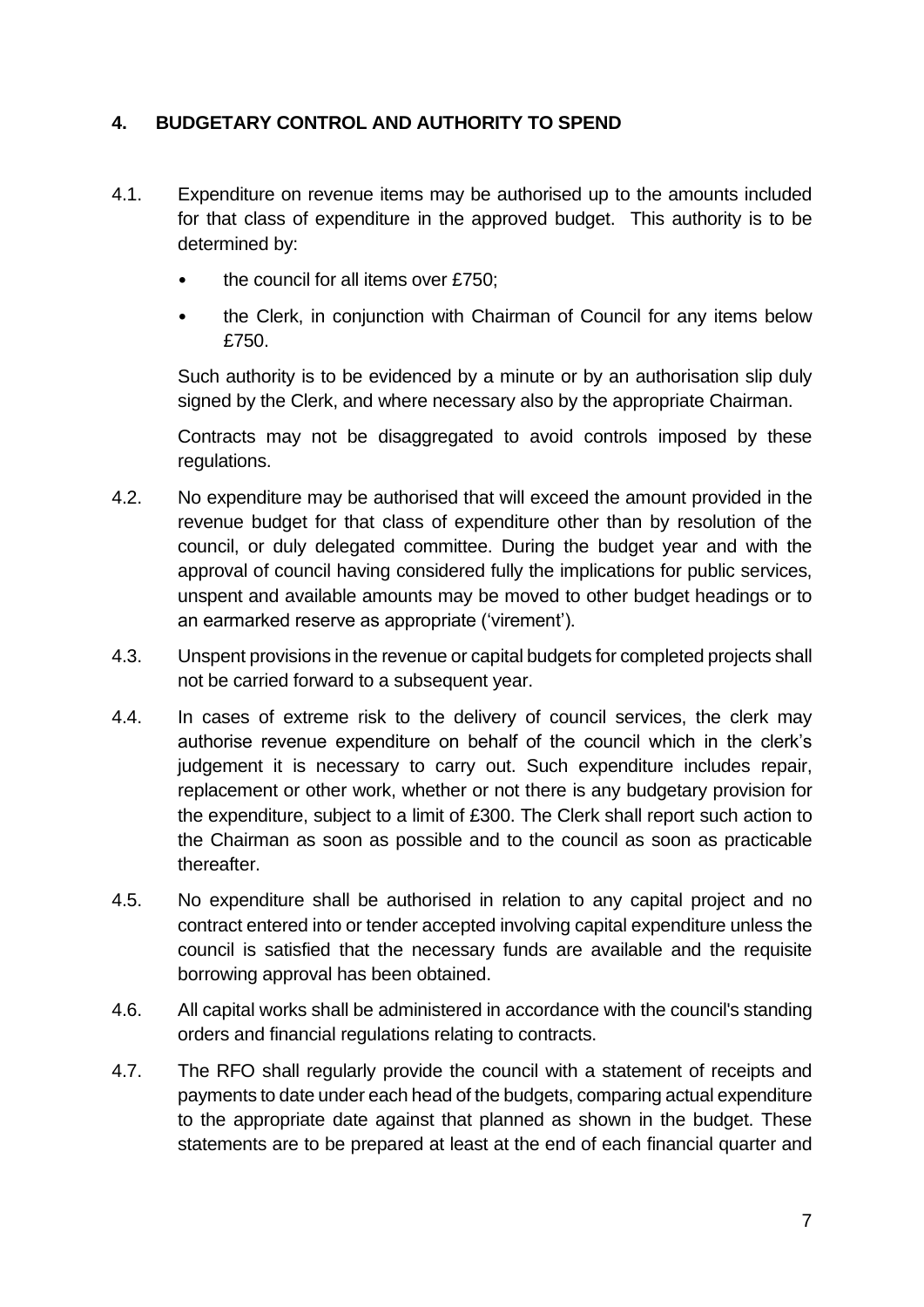## 4. BUDGETARY CONTROL AND AUTHORITY TO SPEND

4.1. Expenditure on revenue items may be authorised up to the amounts included for that class of expenditure in the approved budget. This authority is to be determined by:

- the council for all items over £750;
- the Clerk, in conjunction with Chairman of Council for any items below £750.

Such authority is to be evidenced by a minute or by an authorisation slip duly signed by the Clerk, and where necessary also by the appropriate Chairman.

Contracts may not be disaggregated to avoid controls imposed by these regulations.

4.2. No expenditure may be authorised that will exceed the amount provided in the revenue budget for that class of expenditure other than by resolution of the council, or duly delegated committee. During the budget year and with the approval of council having considered fully the implications for public services, unspent and available amounts may be moved to other budget headings or to an earmarked reserve as appropriate ('virement').

4.3. Unspent provisions in the revenue or capital budgets for completed projects shall not be carried forward to a subsequent year.

4.4. In cases of extreme risk to the delivery of council services, the clerk may authorise revenue expenditure on behalf of the council which in the clerk's judgement it is necessary to carry out. Such expenditure includes repair, replacement or other work, whether or not there is any budgetary provision for the expenditure, subject to a limit of £300. The Clerk shall report such action to the Chairman as soon as possible and to the council as soon as practicable thereafter.

4.5. No expenditure shall be authorised in relation to any capital project and no contract entered into or tender accepted involving capital expenditure unless the council is satisfied that the necessary funds are available and the requisite borrowing approval has been obtained.

4.6. All capital works shall be administered in accordance with the council's standing orders and financial regulations relating to contracts.

4.7. The RFO shall regularly provide the council with a statement of receipts and payments to date under each head of the budgets, comparing actual expenditure to the appropriate date against that planned as shown in the budget. These statements are to be prepared at least at the end of each financial quarter and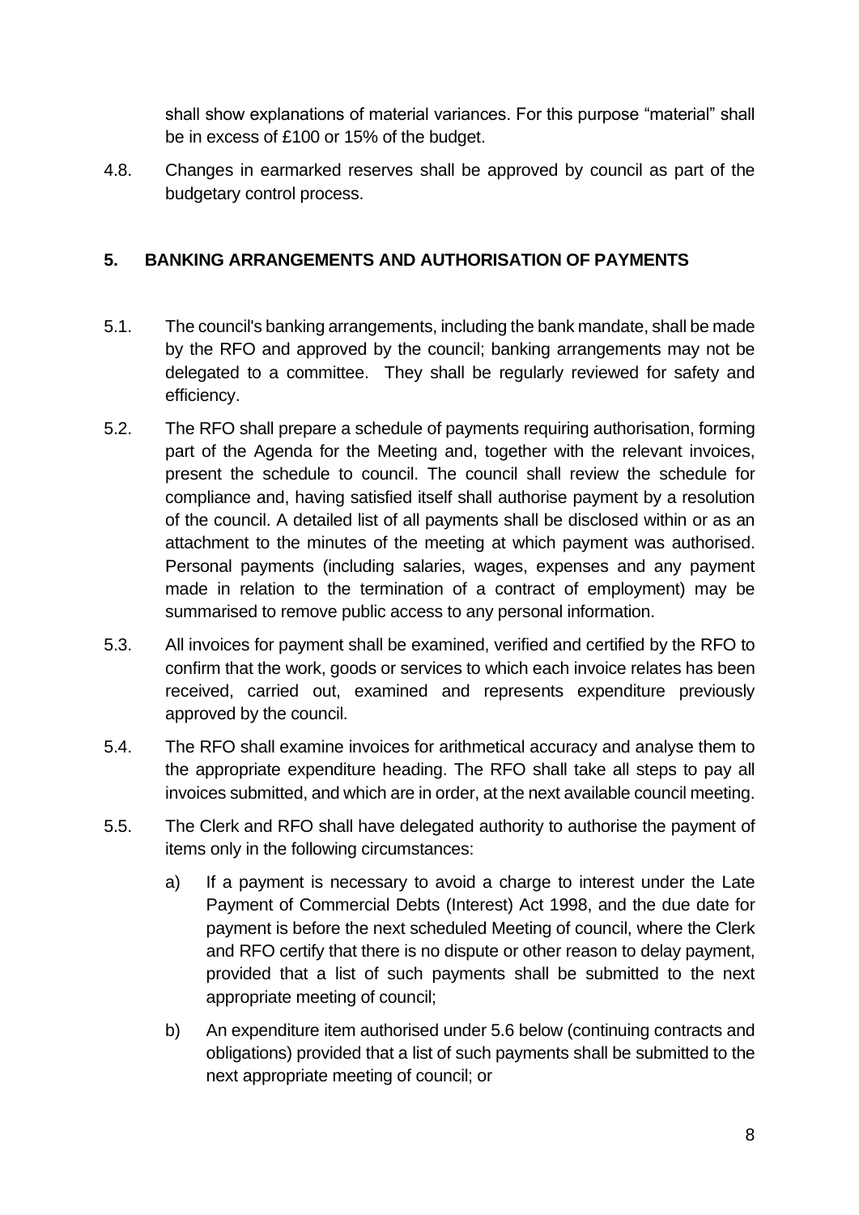shall show explanations of material variances. For this purpose "material" shall be in excess of £100 or 15% of the budget.

4.8. Changes in earmarked reserves shall be approved by council as part of the budgetary control process.

## 5. BANKING ARRANGEMENTS AND AUTHORISATION OF PAYMENTS

5.1. The council's banking arrangements, including the bank mandate, shall be made by the RFO and approved by the council; banking arrangements may not be delegated to a committee. They shall be regularly reviewed for safety and efficiency.

5.2. The RFO shall prepare a schedule of payments requiring authorisation, forming part of the Agenda for the Meeting and, together with the relevant invoices, present the schedule to council. The council shall review the schedule for compliance and, having satisfied itself shall authorise payment by a resolution of the council. A detailed list of all payments shall be disclosed within or as an attachment to the minutes of the meeting at which payment was authorised. Personal payments (including salaries, wages, expenses and any payment made in relation to the termination of a contract of employment) may be summarised to remove public access to any personal information.

5.3. All invoices for payment shall be examined, verified and certified by the RFO to confirm that the work, goods or services to which each invoice relates has been received, carried out, examined and represents expenditure previously approved by the council.

5.4. The RFO shall examine invoices for arithmetical accuracy and analyse them to the appropriate expenditure heading. The RFO shall take all steps to pay all invoices submitted, and which are in order, at the next available council meeting.

5.5. The Clerk and RFO shall have delegated authority to authorise the payment of items only in the following circumstances:

a) If a payment is necessary to avoid a charge to interest under the Late Payment of Commercial Debts (Interest) Act 1998, and the due date for payment is before the next scheduled Meeting of council, where the Clerk and RFO certify that there is no dispute or other reason to delay payment, provided that a list of such payments shall be submitted to the next appropriate meeting of council;

b) An expenditure item authorised under 5.6 below (continuing contracts and obligations) provided that a list of such payments shall be submitted to the next appropriate meeting of council; or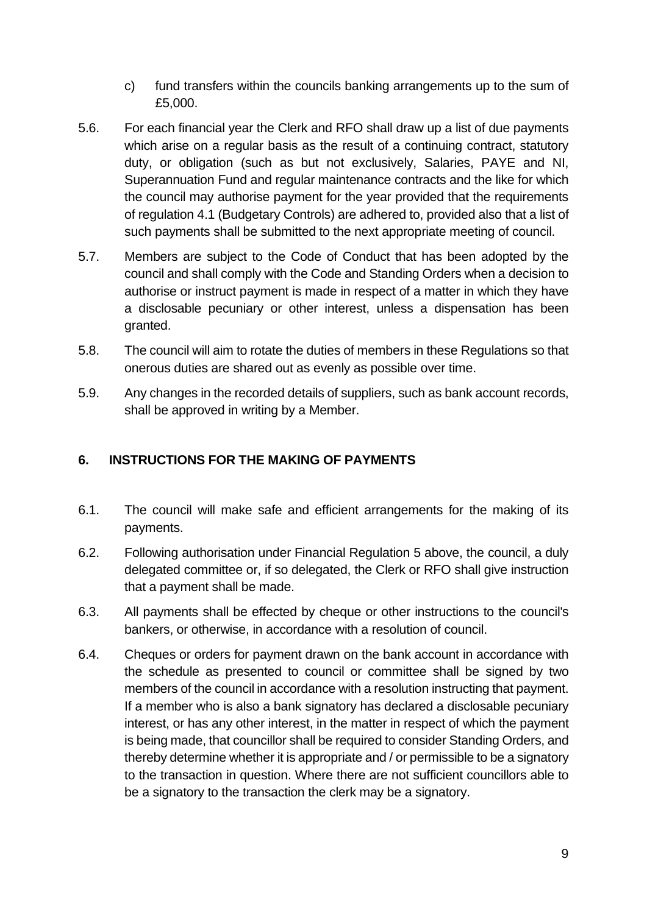c) fund transfers within the councils banking arrangements up to the sum of £5,000.

5.6. For each financial year the Clerk and RFO shall draw up a list of due payments which arise on a regular basis as the result of a continuing contract, statutory duty, or obligation (such as but not exclusively, Salaries, PAYE and NI, Superannuation Fund and regular maintenance contracts and the like for which the council may authorise payment for the year provided that the requirements of regulation 4.1 (Budgetary Controls) are adhered to, provided also that a list of such payments shall be submitted to the next appropriate meeting of council.

5.7. Members are subject to the Code of Conduct that has been adopted by the council and shall comply with the Code and Standing Orders when a decision to authorise or instruct payment is made in respect of a matter in which they have a disclosable pecuniary or other interest, unless a dispensation has been granted.

5.8. The council will aim to rotate the duties of members in these Regulations so that onerous duties are shared out as evenly as possible over time.

5.9. Any changes in the recorded details of suppliers, such as bank account records, shall be approved in writing by a Member.

## 6. INSTRUCTIONS FOR THE MAKING OF PAYMENTS

6.1. The council will make safe and efficient arrangements for the making of its payments.

6.2. Following authorisation under Financial Regulation 5 above, the council, a duly delegated committee or, if so delegated, the Clerk or RFO shall give instruction that a payment shall be made.

6.3. All payments shall be effected by cheque or other instructions to the council's bankers, or otherwise, in accordance with a resolution of council.

6.4. Cheques or orders for payment drawn on the bank account in accordance with the schedule as presented to council or committee shall be signed by two members of the council in accordance with a resolution instructing that payment. If a member who is also a bank signatory has declared a disclosable pecuniary interest, or has any other interest, in the matter in respect of which the payment is being made, that councillor shall be required to consider Standing Orders, and thereby determine whether it is appropriate and / or permissible to be a signatory to the transaction in question. Where there are not sufficient councillors able to be a signatory to the transaction the clerk may be a signatory.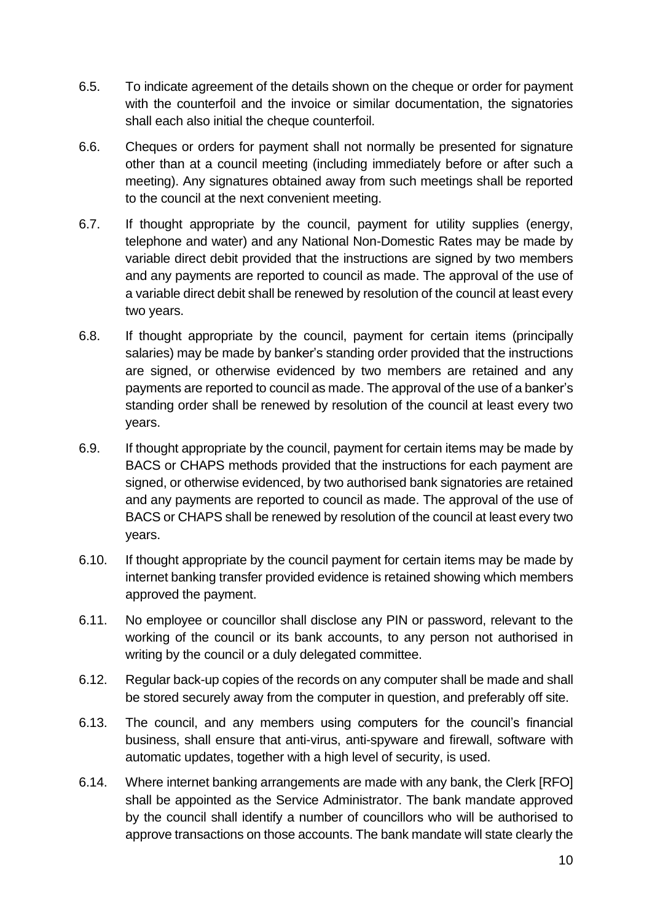6.5. To indicate agreement of the details shown on the cheque or order for payment with the counterfoil and the invoice or similar documentation, the signatories shall each also initial the cheque counterfoil.

6.6. Cheques or orders for payment shall not normally be presented for signature other than at a council meeting (including immediately before or after such a meeting). Any signatures obtained away from such meetings shall be reported to the council at the next convenient meeting.

6.7. If thought appropriate by the council, payment for utility supplies (energy, telephone and water) and any National Non-Domestic Rates may be made by variable direct debit provided that the instructions are signed by two members and any payments are reported to council as made. The approval of the use of a variable direct debit shall be renewed by resolution of the council at least every two years.

6.8. If thought appropriate by the council, payment for certain items (principally salaries) may be made by banker's standing order provided that the instructions are signed, or otherwise evidenced by two members are retained and any payments are reported to council as made. The approval of the use of a banker's standing order shall be renewed by resolution of the council at least every two years.

6.9. If thought appropriate by the council, payment for certain items may be made by BACS or CHAPS methods provided that the instructions for each payment are signed, or otherwise evidenced, by two authorised bank signatories are retained and any payments are reported to council as made. The approval of the use of BACS or CHAPS shall be renewed by resolution of the council at least every two years.

6.10. If thought appropriate by the council payment for certain items may be made by internet banking transfer provided evidence is retained showing which members approved the payment.

6.11. No employee or councillor shall disclose any PIN or password, relevant to the working of the council or its bank accounts, to any person not authorised in writing by the council or a duly delegated committee.

6.12. Regular back-up copies of the records on any computer shall be made and shall be stored securely away from the computer in question, and preferably off site.

6.13. The council, and any members using computers for the council's financial business, shall ensure that anti-virus, anti-spyware and firewall, software with automatic updates, together with a high level of security, is used.

6.14. Where internet banking arrangements are made with any bank, the Clerk [RFO] shall be appointed as the Service Administrator. The bank mandate approved by the council shall identify a number of councillors who will be authorised to approve transactions on those accounts. The bank mandate will state clearly the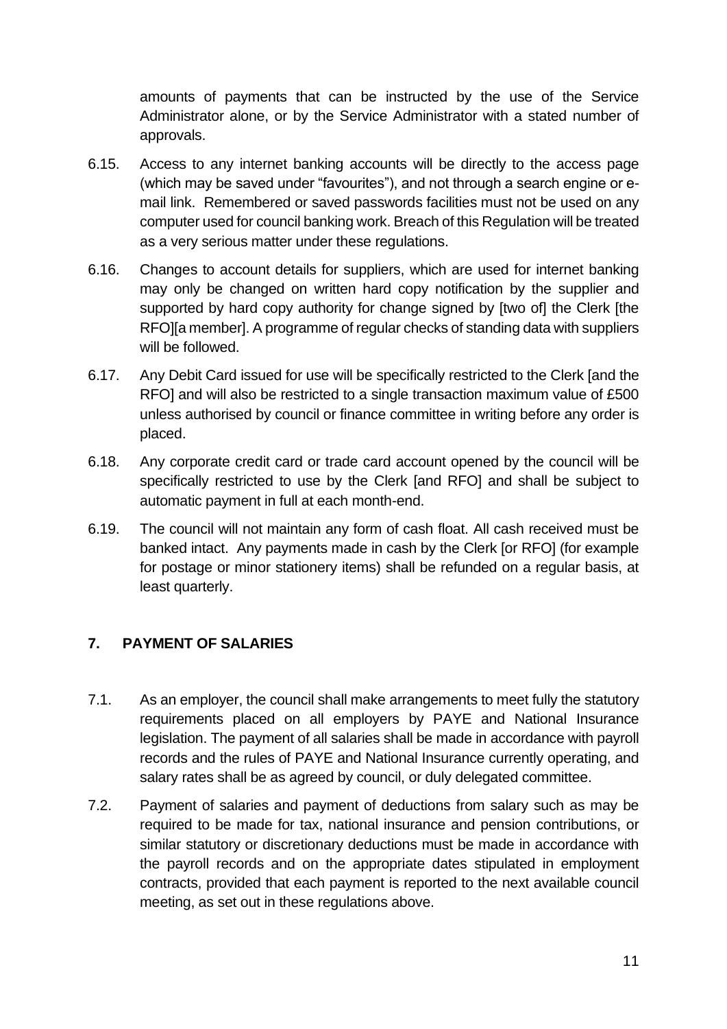amounts of payments that can be instructed by the use of the Service Administrator alone, or by the Service Administrator with a stated number of approvals.

6.15. Access to any internet banking accounts will be directly to the access page (which may be saved under "favourites"), and not through a search engine or e-mail link. Remembered or saved passwords facilities must not be used on any computer used for council banking work. Breach of this Regulation will be treated as a very serious matter under these regulations.

6.16. Changes to account details for suppliers, which are used for internet banking may only be changed on written hard copy notification by the supplier and supported by hard copy authority for change signed by [two of] the Clerk [the RFO][a member]. A programme of regular checks of standing data with suppliers will be followed.

6.17. Any Debit Card issued for use will be specifically restricted to the Clerk [and the RFO] and will also be restricted to a single transaction maximum value of £500 unless authorised by council or finance committee in writing before any order is placed.

6.18. Any corporate credit card or trade card account opened by the council will be specifically restricted to use by the Clerk [and RFO] and shall be subject to automatic payment in full at each month-end.

6.19. The council will not maintain any form of cash float. All cash received must be banked intact. Any payments made in cash by the Clerk [or RFO] (for example for postage or minor stationery items) shall be refunded on a regular basis, at least quarterly.

## 7. PAYMENT OF SALARIES

7.1. As an employer, the council shall make arrangements to meet fully the statutory requirements placed on all employers by PAYE and National Insurance legislation. The payment of all salaries shall be made in accordance with payroll records and the rules of PAYE and National Insurance currently operating, and salary rates shall be as agreed by council, or duly delegated committee.

7.2. Payment of salaries and payment of deductions from salary such as may be required to be made for tax, national insurance and pension contributions, or similar statutory or discretionary deductions must be made in accordance with the payroll records and on the appropriate dates stipulated in employment contracts, provided that each payment is reported to the next available council meeting, as set out in these regulations above.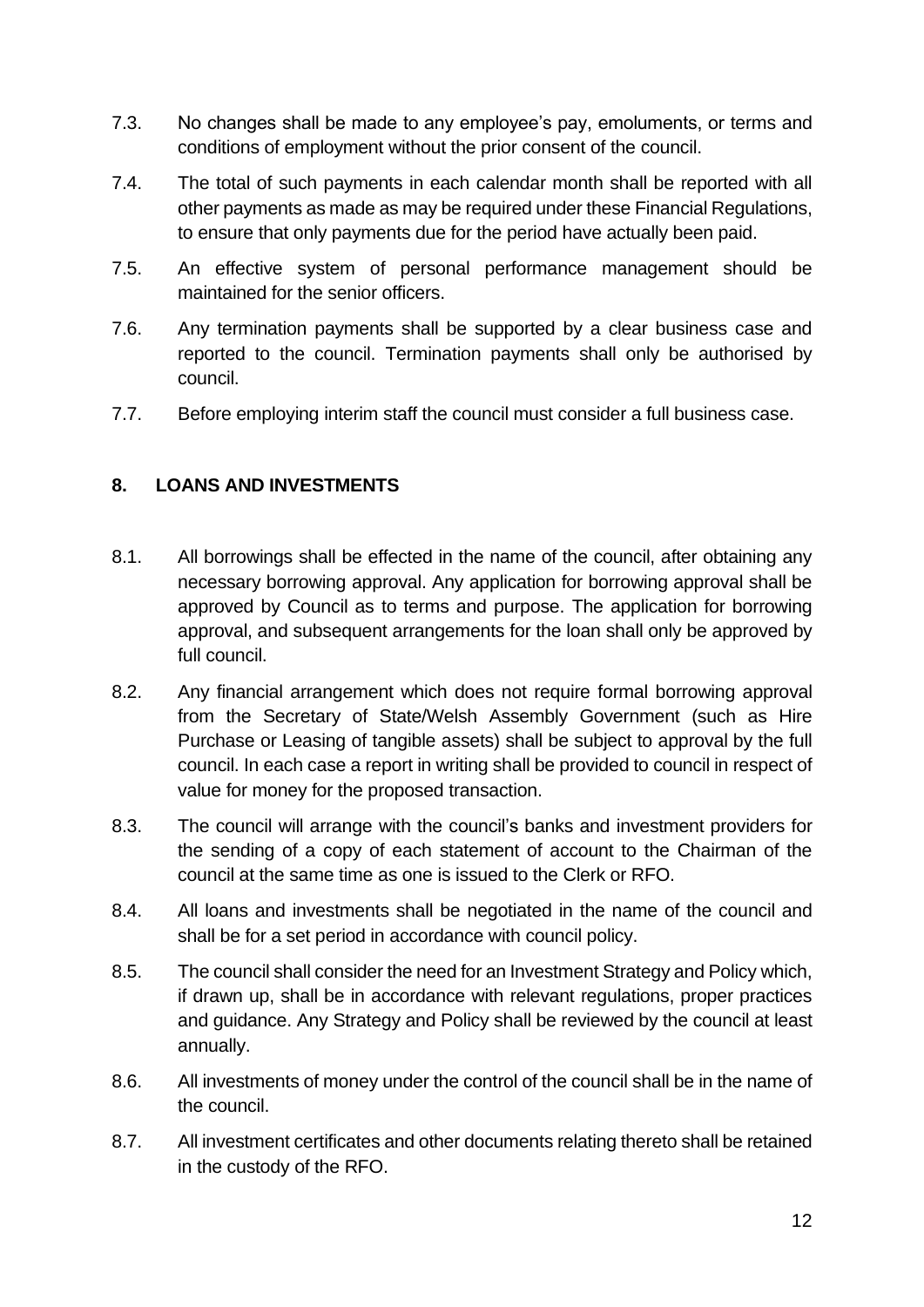7.3. No changes shall be made to any employee's pay, emoluments, or terms and conditions of employment without the prior consent of the council.

7.4. The total of such payments in each calendar month shall be reported with all other payments as made as may be required under these Financial Regulations, to ensure that only payments due for the period have actually been paid.

7.5. An effective system of personal performance management should be maintained for the senior officers.

7.6. Any termination payments shall be supported by a clear business case and reported to the council. Termination payments shall only be authorised by council.

7.7. Before employing interim staff the council must consider a full business case.

## 8. LOANS AND INVESTMENTS

8.1. All borrowings shall be effected in the name of the council, after obtaining any necessary borrowing approval. Any application for borrowing approval shall be approved by Council as to terms and purpose. The application for borrowing approval, and subsequent arrangements for the loan shall only be approved by full council.

8.2. Any financial arrangement which does not require formal borrowing approval from the Secretary of State/Welsh Assembly Government (such as Hire Purchase or Leasing of tangible assets) shall be subject to approval by the full council. In each case a report in writing shall be provided to council in respect of value for money for the proposed transaction.

8.3. The council will arrange with the council's banks and investment providers for the sending of a copy of each statement of account to the Chairman of the council at the same time as one is issued to the Clerk or RFO.

8.4. All loans and investments shall be negotiated in the name of the council and shall be for a set period in accordance with council policy.

8.5. The council shall consider the need for an Investment Strategy and Policy which, if drawn up, shall be in accordance with relevant regulations, proper practices and guidance. Any Strategy and Policy shall be reviewed by the council at least annually.

8.6. All investments of money under the control of the council shall be in the name of the council.

8.7. All investment certificates and other documents relating thereto shall be retained in the custody of the RFO.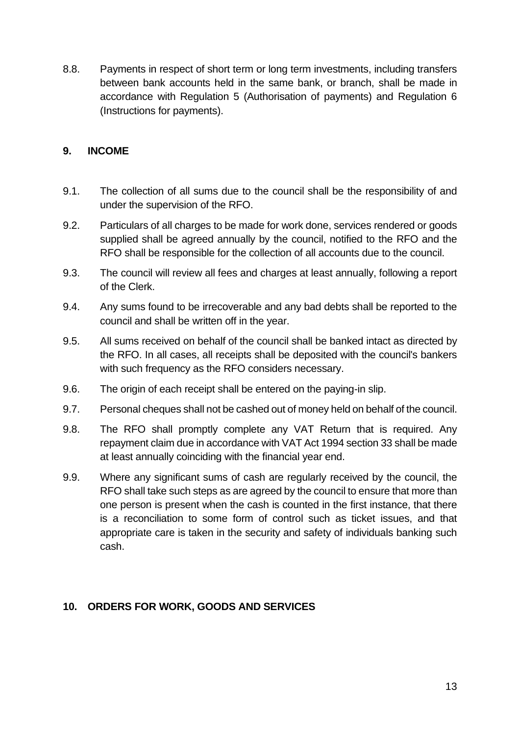8.8. Payments in respect of short term or long term investments, including transfers between bank accounts held in the same bank, or branch, shall be made in accordance with Regulation 5 (Authorisation of payments) and Regulation 6 (Instructions for payments).

## 9. INCOME

9.1. The collection of all sums due to the council shall be the responsibility of and under the supervision of the RFO.

9.2. Particulars of all charges to be made for work done, services rendered or goods supplied shall be agreed annually by the council, notified to the RFO and the RFO shall be responsible for the collection of all accounts due to the council.

9.3. The council will review all fees and charges at least annually, following a report of the Clerk.

9.4. Any sums found to be irrecoverable and any bad debts shall be reported to the council and shall be written off in the year.

9.5. All sums received on behalf of the council shall be banked intact as directed by the RFO. In all cases, all receipts shall be deposited with the council's bankers with such frequency as the RFO considers necessary.

9.6. The origin of each receipt shall be entered on the paying-in slip.

9.7. Personal cheques shall not be cashed out of money held on behalf of the council.

9.8. The RFO shall promptly complete any VAT Return that is required. Any repayment claim due in accordance with VAT Act 1994 section 33 shall be made at least annually coinciding with the financial year end.

9.9. Where any significant sums of cash are regularly received by the council, the RFO shall take such steps as are agreed by the council to ensure that more than one person is present when the cash is counted in the first instance, that there is a reconciliation to some form of control such as ticket issues, and that appropriate care is taken in the security and safety of individuals banking such cash.

## 10. ORDERS FOR WORK, GOODS AND SERVICES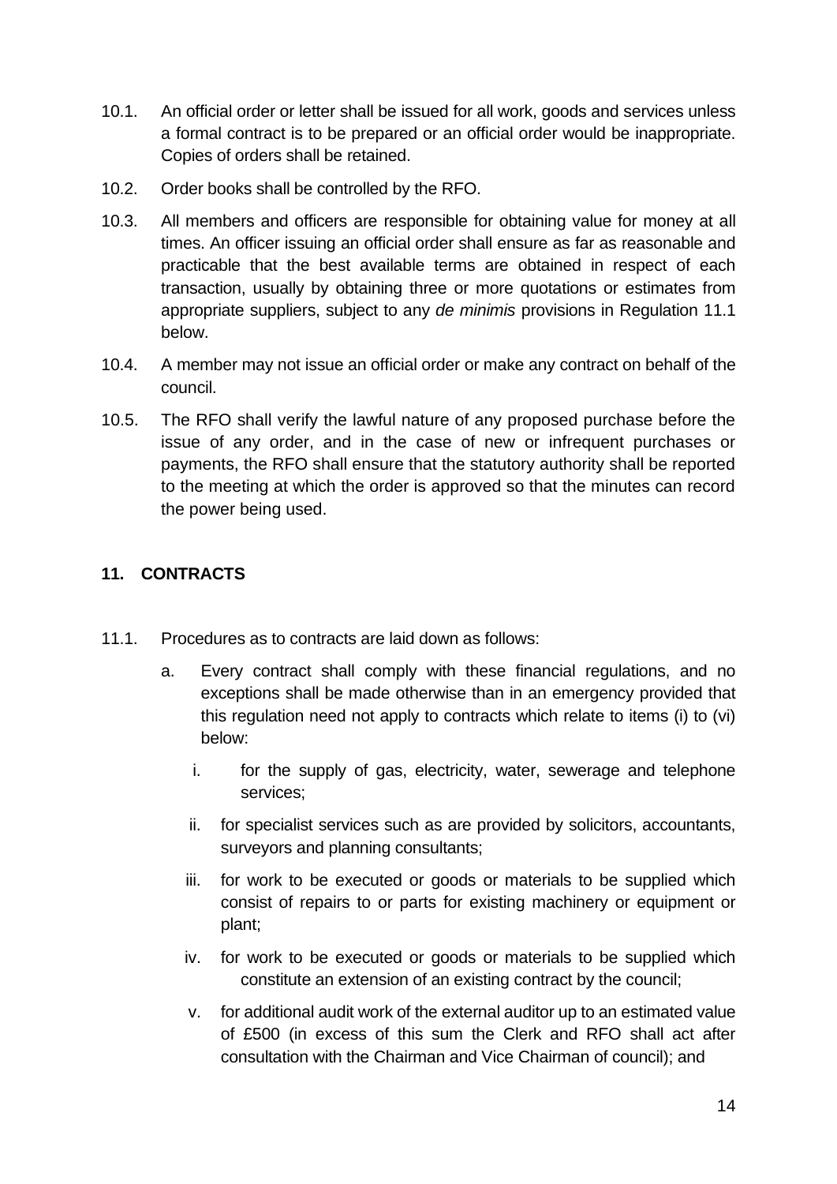10.1. An official order or letter shall be issued for all work, goods and services unless a formal contract is to be prepared or an official order would be inappropriate. Copies of orders shall be retained.

10.2. Order books shall be controlled by the RFO.

10.3. All members and officers are responsible for obtaining value for money at all times. An officer issuing an official order shall ensure as far as reasonable and practicable that the best available terms are obtained in respect of each transaction, usually by obtaining three or more quotations or estimates from appropriate suppliers, subject to any *de minimis* provisions in Regulation 11.1 below.

10.4. A member may not issue an official order or make any contract on behalf of the council.

10.5. The RFO shall verify the lawful nature of any proposed purchase before the issue of any order, and in the case of new or infrequent purchases or payments, the RFO shall ensure that the statutory authority shall be reported to the meeting at which the order is approved so that the minutes can record the power being used.

## 11. CONTRACTS

11.1. Procedures as to contracts are laid down as follows:

a. Every contract shall comply with these financial regulations, and no exceptions shall be made otherwise than in an emergency provided that this regulation need not apply to contracts which relate to items (i) to (vi) below:

   i. for the supply of gas, electricity, water, sewerage and telephone services;

   ii. for specialist services such as are provided by solicitors, accountants, surveyors and planning consultants;

   iii. for work to be executed or goods or materials to be supplied which consist of repairs to or parts for existing machinery or equipment or plant;

   iv. for work to be executed or goods or materials to be supplied which constitute an extension of an existing contract by the council;

   v. for additional audit work of the external auditor up to an estimated value of £500 (in excess of this sum the Clerk and RFO shall act after consultation with the Chairman and Vice Chairman of council); and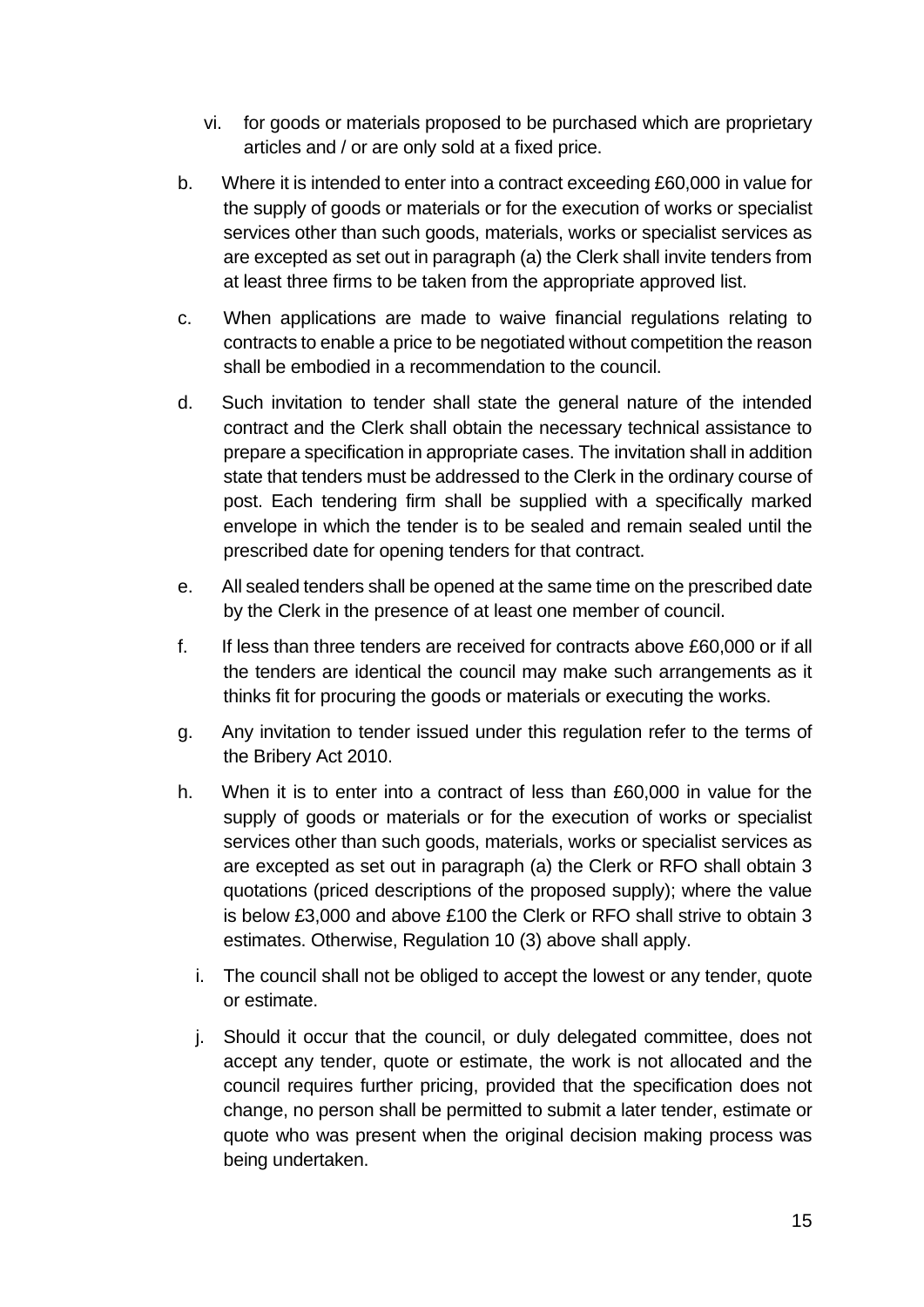vi. for goods or materials proposed to be purchased which are proprietary articles and / or are only sold at a fixed price.

b. Where it is intended to enter into a contract exceeding £60,000 in value for the supply of goods or materials or for the execution of works or specialist services other than such goods, materials, works or specialist services as are excepted as set out in paragraph (a) the Clerk shall invite tenders from at least three firms to be taken from the appropriate approved list.

c. When applications are made to waive financial regulations relating to contracts to enable a price to be negotiated without competition the reason shall be embodied in a recommendation to the council.

d. Such invitation to tender shall state the general nature of the intended contract and the Clerk shall obtain the necessary technical assistance to prepare a specification in appropriate cases. The invitation shall in addition state that tenders must be addressed to the Clerk in the ordinary course of post. Each tendering firm shall be supplied with a specifically marked envelope in which the tender is to be sealed and remain sealed until the prescribed date for opening tenders for that contract.

e. All sealed tenders shall be opened at the same time on the prescribed date by the Clerk in the presence of at least one member of council.

f. If less than three tenders are received for contracts above £60,000 or if all the tenders are identical the council may make such arrangements as it thinks fit for procuring the goods or materials or executing the works.

g. Any invitation to tender issued under this regulation refer to the terms of the Bribery Act 2010.

h. When it is to enter into a contract of less than £60,000 in value for the supply of goods or materials or for the execution of works or specialist services other than such goods, materials, works or specialist services as are excepted as set out in paragraph (a) the Clerk or RFO shall obtain 3 quotations (priced descriptions of the proposed supply); where the value is below £3,000 and above £100 the Clerk or RFO shall strive to obtain 3 estimates. Otherwise, Regulation 10 (3) above shall apply.

i. The council shall not be obliged to accept the lowest or any tender, quote or estimate.

j. Should it occur that the council, or duly delegated committee, does not accept any tender, quote or estimate, the work is not allocated and the council requires further pricing, provided that the specification does not change, no person shall be permitted to submit a later tender, estimate or quote who was present when the original decision making process was being undertaken.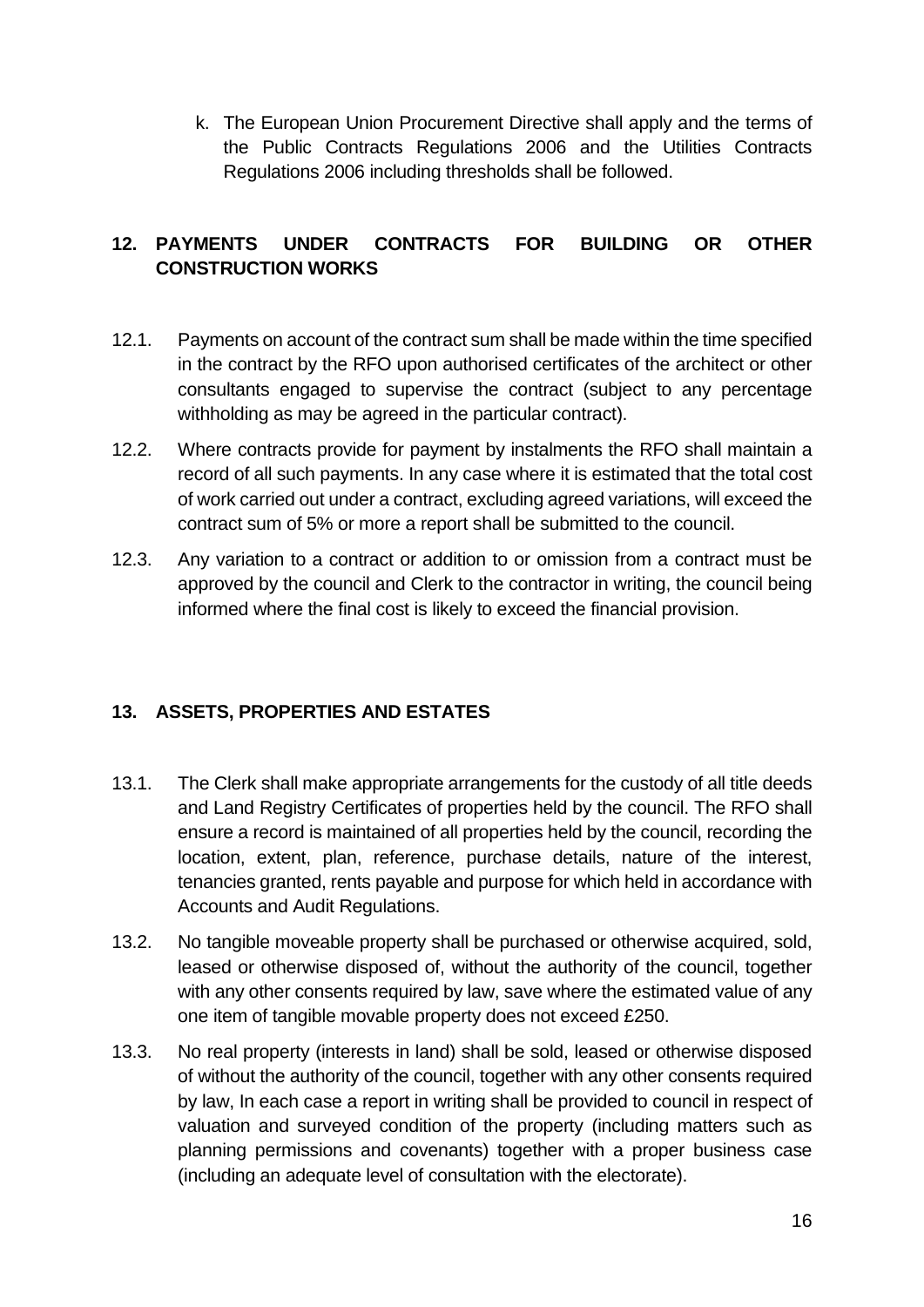k. The European Union Procurement Directive shall apply and the terms of the Public Contracts Regulations 2006 and the Utilities Contracts Regulations 2006 including thresholds shall be followed.

## 12. PAYMENTS UNDER CONTRACTS FOR BUILDING OR OTHER CONSTRUCTION WORKS

12.1. Payments on account of the contract sum shall be made within the time specified in the contract by the RFO upon authorised certificates of the architect or other consultants engaged to supervise the contract (subject to any percentage withholding as may be agreed in the particular contract).

12.2. Where contracts provide for payment by instalments the RFO shall maintain a record of all such payments. In any case where it is estimated that the total cost of work carried out under a contract, excluding agreed variations, will exceed the contract sum of 5% or more a report shall be submitted to the council.

12.3. Any variation to a contract or addition to or omission from a contract must be approved by the council and Clerk to the contractor in writing, the council being informed where the final cost is likely to exceed the financial provision.

## 13. ASSETS, PROPERTIES AND ESTATES

13.1. The Clerk shall make appropriate arrangements for the custody of all title deeds and Land Registry Certificates of properties held by the council. The RFO shall ensure a record is maintained of all properties held by the council, recording the location, extent, plan, reference, purchase details, nature of the interest, tenancies granted, rents payable and purpose for which held in accordance with Accounts and Audit Regulations.

13.2. No tangible moveable property shall be purchased or otherwise acquired, sold, leased or otherwise disposed of, without the authority of the council, together with any other consents required by law, save where the estimated value of any one item of tangible movable property does not exceed £250.

13.3. No real property (interests in land) shall be sold, leased or otherwise disposed of without the authority of the council, together with any other consents required by law, In each case a report in writing shall be provided to council in respect of valuation and surveyed condition of the property (including matters such as planning permissions and covenants) together with a proper business case (including an adequate level of consultation with the electorate).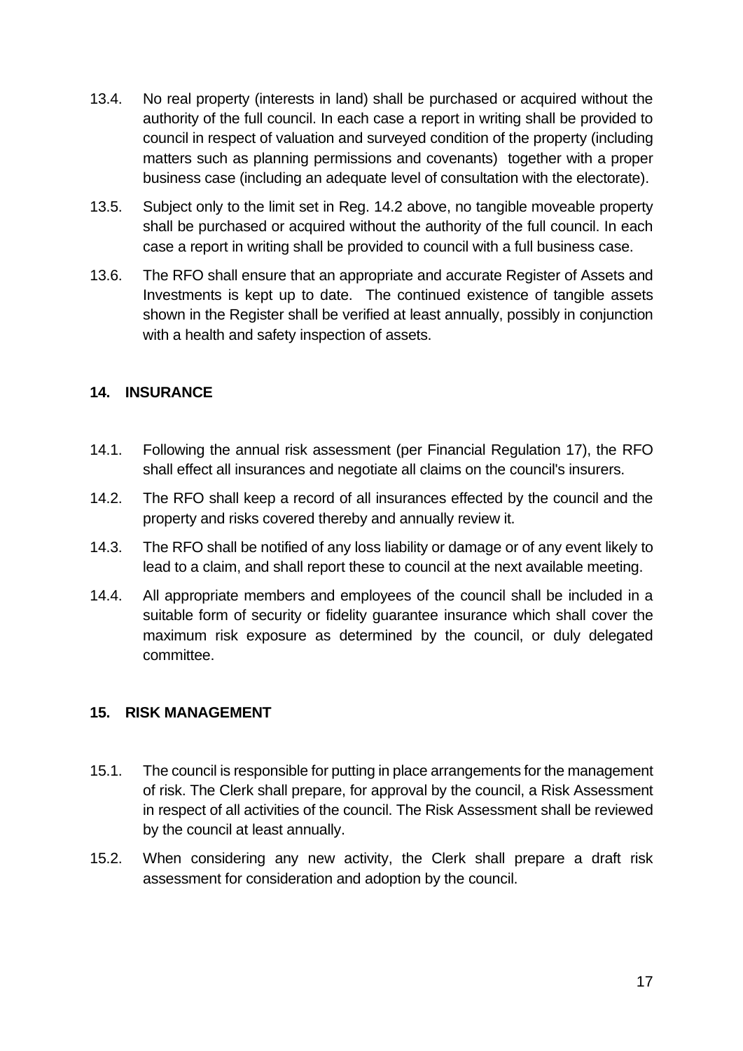13.4. No real property (interests in land) shall be purchased or acquired without the authority of the full council. In each case a report in writing shall be provided to council in respect of valuation and surveyed condition of the property (including matters such as planning permissions and covenants) together with a proper business case (including an adequate level of consultation with the electorate).

13.5. Subject only to the limit set in Reg. 14.2 above, no tangible moveable property shall be purchased or acquired without the authority of the full council. In each case a report in writing shall be provided to council with a full business case.

13.6. The RFO shall ensure that an appropriate and accurate Register of Assets and Investments is kept up to date. The continued existence of tangible assets shown in the Register shall be verified at least annually, possibly in conjunction with a health and safety inspection of assets.

## 14. INSURANCE

14.1. Following the annual risk assessment (per Financial Regulation 17), the RFO shall effect all insurances and negotiate all claims on the council's insurers.

14.2. The RFO shall keep a record of all insurances effected by the council and the property and risks covered thereby and annually review it.

14.3. The RFO shall be notified of any loss liability or damage or of any event likely to lead to a claim, and shall report these to council at the next available meeting.

14.4. All appropriate members and employees of the council shall be included in a suitable form of security or fidelity guarantee insurance which shall cover the maximum risk exposure as determined by the council, or duly delegated committee.

## 15. RISK MANAGEMENT

15.1. The council is responsible for putting in place arrangements for the management of risk. The Clerk shall prepare, for approval by the council, a Risk Assessment in respect of all activities of the council. The Risk Assessment shall be reviewed by the council at least annually.

15.2. When considering any new activity, the Clerk shall prepare a draft risk assessment for consideration and adoption by the council.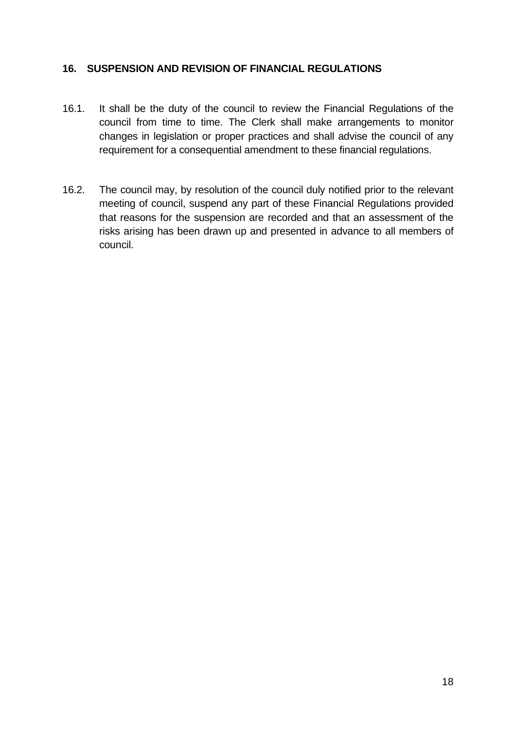## 16. SUSPENSION AND REVISION OF FINANCIAL REGULATIONS

16.1. It shall be the duty of the council to review the Financial Regulations of the council from time to time. The Clerk shall make arrangements to monitor changes in legislation or proper practices and shall advise the council of any requirement for a consequential amendment to these financial regulations.

16.2. The council may, by resolution of the council duly notified prior to the relevant meeting of council, suspend any part of these Financial Regulations provided that reasons for the suspension are recorded and that an assessment of the risks arising has been drawn up and presented in advance to all members of council.